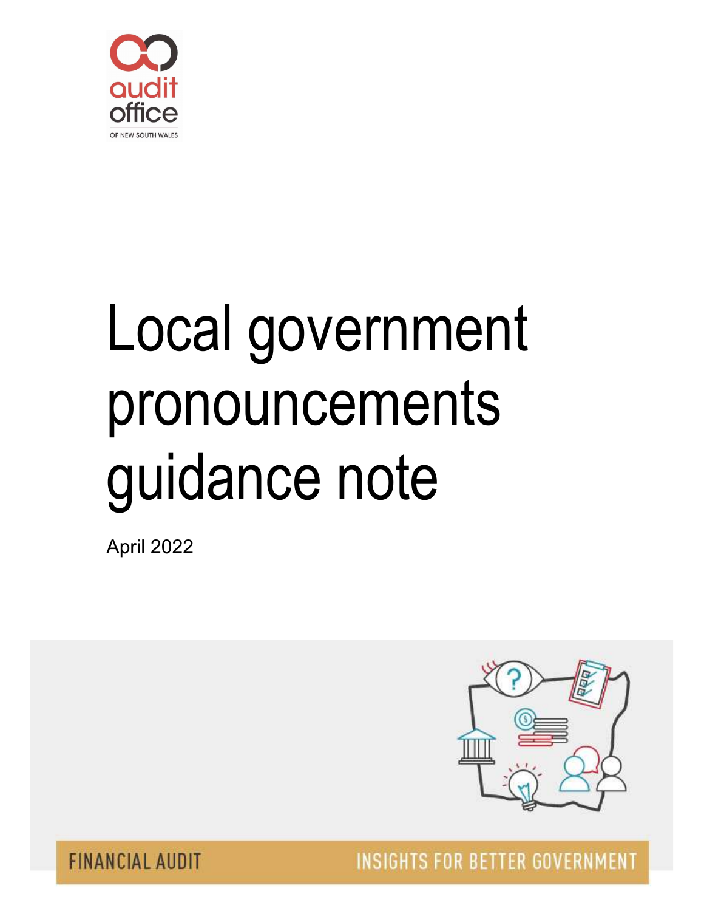audit office

OF NEW SOUTH WALES

# Local government pronouncements guidance note

April 2022

FINANCIAL AUDIT

INSIGHTS FOR BETTER GOVERNMENT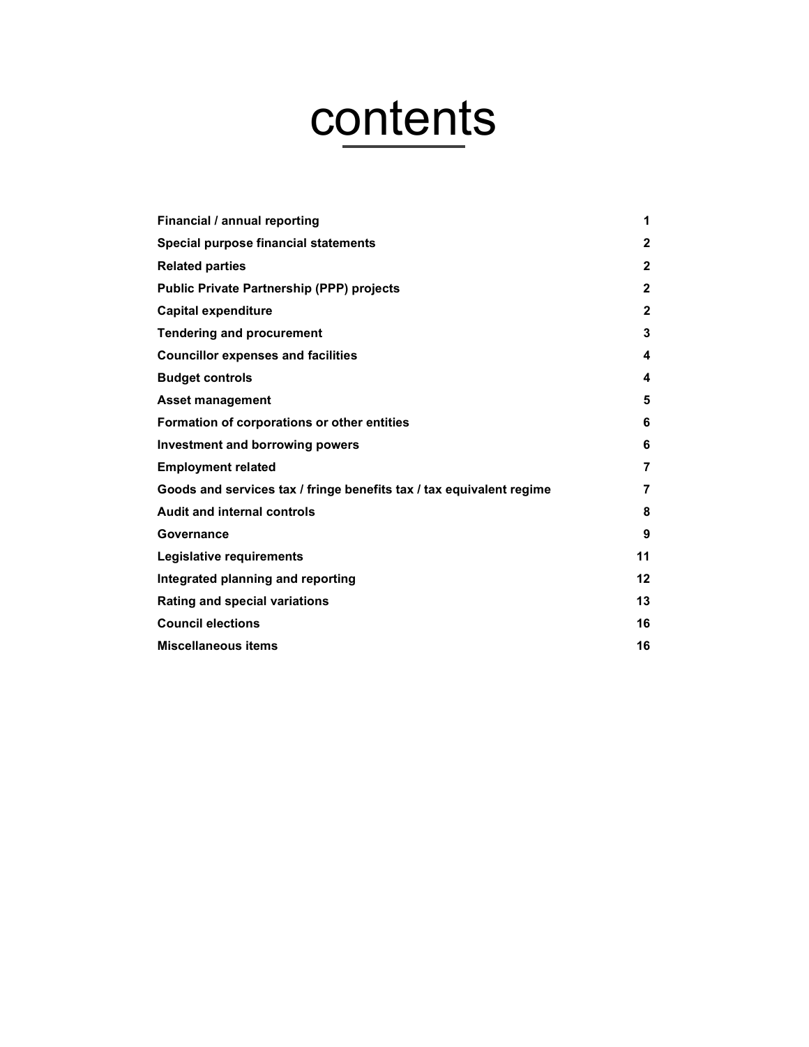# contents

| | |
|---|---|
| **Financial / annual reporting** | **1** |
| **Special purpose financial statements** | **2** |
| **Related parties** | **2** |
| **Public Private Partnership (PPP) projects** | **2** |
| **Capital expenditure** | **2** |
| **Tendering and procurement** | **3** |
| **Councillor expenses and facilities** | **4** |
| **Budget controls** | **4** |
| **Asset management** | **5** |
| **Formation of corporations or other entities** | **6** |
| **Investment and borrowing powers** | **6** |
| **Employment related** | **7** |
| **Goods and services tax / fringe benefits tax / tax equivalent regime** | **7** |
| **Audit and internal controls** | **8** |
| **Governance** | **9** |
| **Legislative requirements** | **11** |
| **Integrated planning and reporting** | **12** |
| **Rating and special variations** | **13** |
| **Council elections** | **16** |
| **Miscellaneous items** | **16** |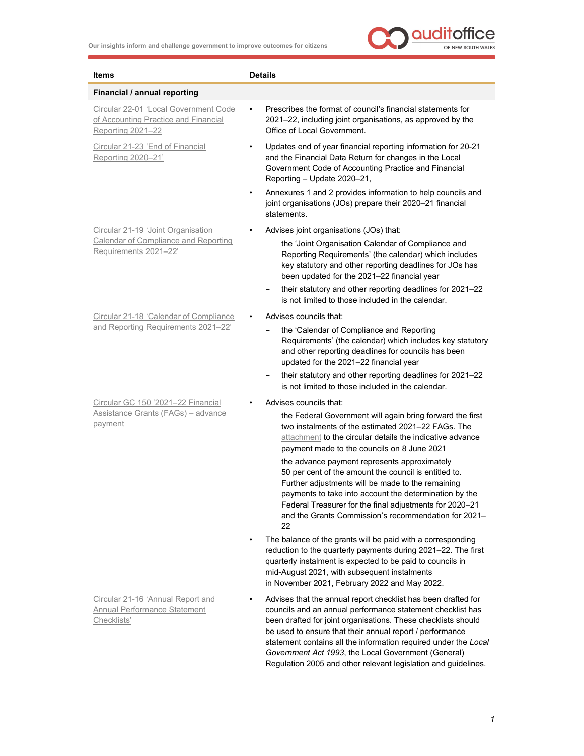| Items | Details |
| --- | --- |
| **Financial / annual reporting** | |
| Circular 22-01 'Local Government Code of Accounting Practice and Financial Reporting 2021–22 | • Prescribes the format of council's financial statements for 2021–22, including joint organisations, as approved by the Office of Local Government. |
| Circular 21-23 'End of Financial Reporting 2020–21' | • Updates end of year financial reporting information for 20-21 and the Financial Data Return for changes in the Local Government Code of Accounting Practice and Financial Reporting – Update 2020–21,<br>• Annexures 1 and 2 provides information to help councils and joint organisations (JOs) prepare their 2020–21 financial statements. |
| Circular 21-19 'Joint Organisation Calendar of Compliance and Reporting Requirements 2021–22' | • Advises joint organisations (JOs) that:<br>– the 'Joint Organisation Calendar of Compliance and Reporting Requirements' (the calendar) which includes key statutory and other reporting deadlines for JOs has been updated for the 2021–22 financial year<br>– their statutory and other reporting deadlines for 2021–22 is not limited to those included in the calendar. |
| Circular 21-18 'Calendar of Compliance and Reporting Requirements 2021–22' | • Advises councils that:<br>– the 'Calendar of Compliance and Reporting Requirements' (the calendar) which includes key statutory and other reporting deadlines for councils has been updated for the 2021–22 financial year<br>– their statutory and other reporting deadlines for 2021–22 is not limited to those included in the calendar. |
| Circular GC 150 '2021–22 Financial Assistance Grants (FAGs) – advance payment | • Advises councils that:<br>– the Federal Government will again bring forward the first two instalments of the estimated 2021–22 FAGs. The attachment to the circular details the indicative advance payment made to the councils on 8 June 2021<br>– the advance payment represents approximately 50 per cent of the amount the council is entitled to. Further adjustments will be made to the remaining payments to take into account the determination by the Federal Treasurer for the final adjustments for 2020–21 and the Grants Commission's recommendation for 2021–22<br>• The balance of the grants will be paid with a corresponding reduction to the quarterly payments during 2021–22. The first quarterly instalment is expected to be paid to councils in mid-August 2021, with subsequent instalments in November 2021, February 2022 and May 2022. |
| Circular 21-16 'Annual Report and Annual Performance Statement Checklists' | • Advises that the annual report checklist has been drafted for councils and an annual performance statement checklist has been drafted for joint organisations. These checklists should be used to ensure that their annual report / performance statement contains all the information required under the *Local Government Act 1993*, the Local Government (General) Regulation 2005 and other relevant legislation and guidelines. |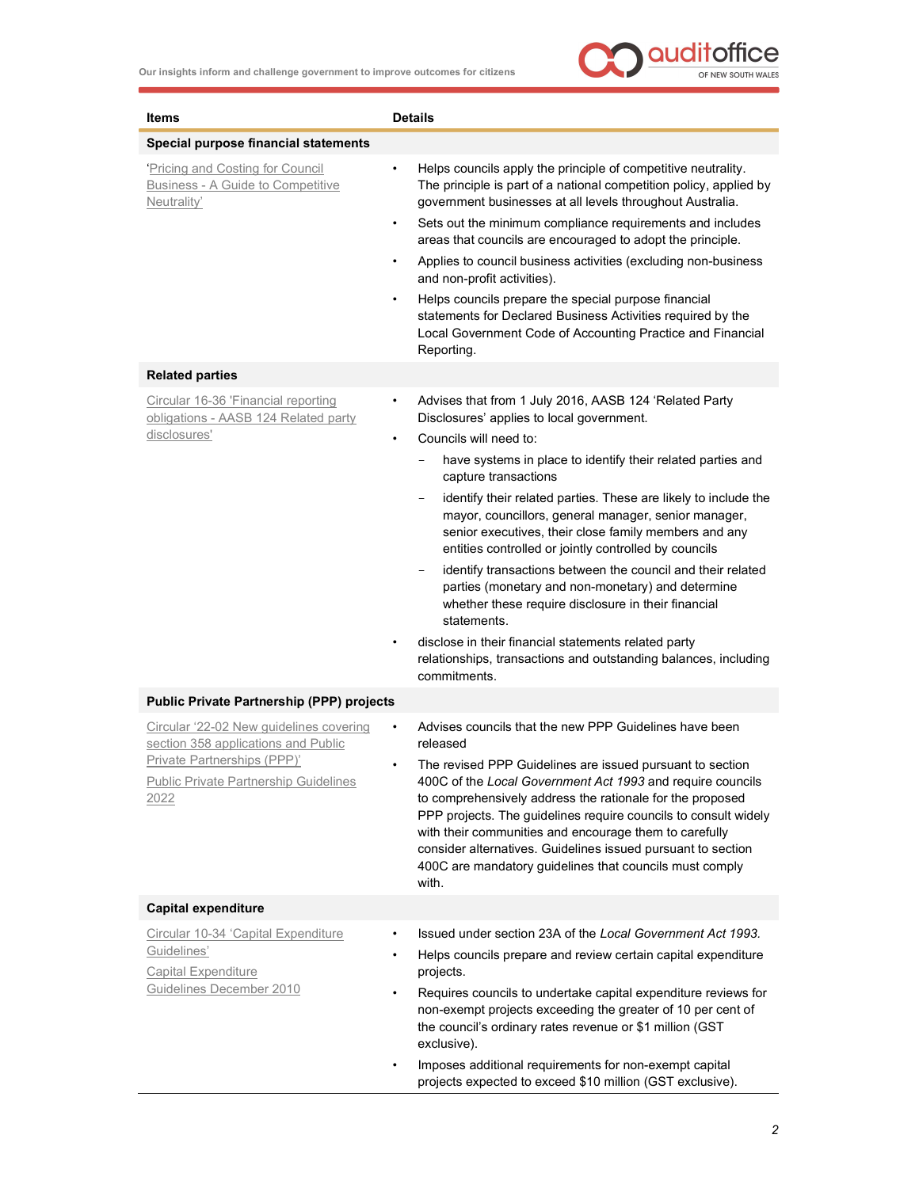| Items | Details |
| --- | --- |
| **Special purpose financial statements** | |
| 'Pricing and Costing for Council Business - A Guide to Competitive Neutrality' | • Helps councils apply the principle of competitive neutrality. The principle is part of a national competition policy, applied by government businesses at all levels throughout Australia.<br>• Sets out the minimum compliance requirements and includes areas that councils are encouraged to adopt the principle.<br>• Applies to council business activities (excluding non-business and non-profit activities).<br>• Helps councils prepare the special purpose financial statements for Declared Business Activities required by the Local Government Code of Accounting Practice and Financial Reporting. |
| **Related parties** | |
| Circular 16-36 'Financial reporting obligations - AASB 124 Related party disclosures' | • Advises that from 1 July 2016, AASB 124 'Related Party Disclosures' applies to local government.<br>• Councils will need to:<br>− have systems in place to identify their related parties and capture transactions<br>− identify their related parties. These are likely to include the mayor, councillors, general manager, senior manager, senior executives, their close family members and any entities controlled or jointly controlled by councils<br>− identify transactions between the council and their related parties (monetary and non-monetary) and determine whether these require disclosure in their financial statements.<br>• disclose in their financial statements related party relationships, transactions and outstanding balances, including commitments. |
| **Public Private Partnership (PPP) projects** | |
| Circular '22-02 New guidelines covering section 358 applications and Public Private Partnerships (PPP)'<br>Public Private Partnership Guidelines 2022 | • Advises councils that the new PPP Guidelines have been released<br>• The revised PPP Guidelines are issued pursuant to section 400C of the *Local Government Act 1993* and require councils to comprehensively address the rationale for the proposed PPP projects. The guidelines require councils to consult widely with their communities and encourage them to carefully consider alternatives. Guidelines issued pursuant to section 400C are mandatory guidelines that councils must comply with. |
| **Capital expenditure** | |
| Circular 10-34 'Capital Expenditure Guidelines'<br>Capital Expenditure Guidelines December 2010 | • Issued under section 23A of the *Local Government Act 1993.*<br>• Helps councils prepare and review certain capital expenditure projects.<br>• Requires councils to undertake capital expenditure reviews for non-exempt projects exceeding the greater of 10 per cent of the council's ordinary rates revenue or $1 million (GST exclusive).<br>• Imposes additional requirements for non-exempt capital projects expected to exceed $10 million (GST exclusive). |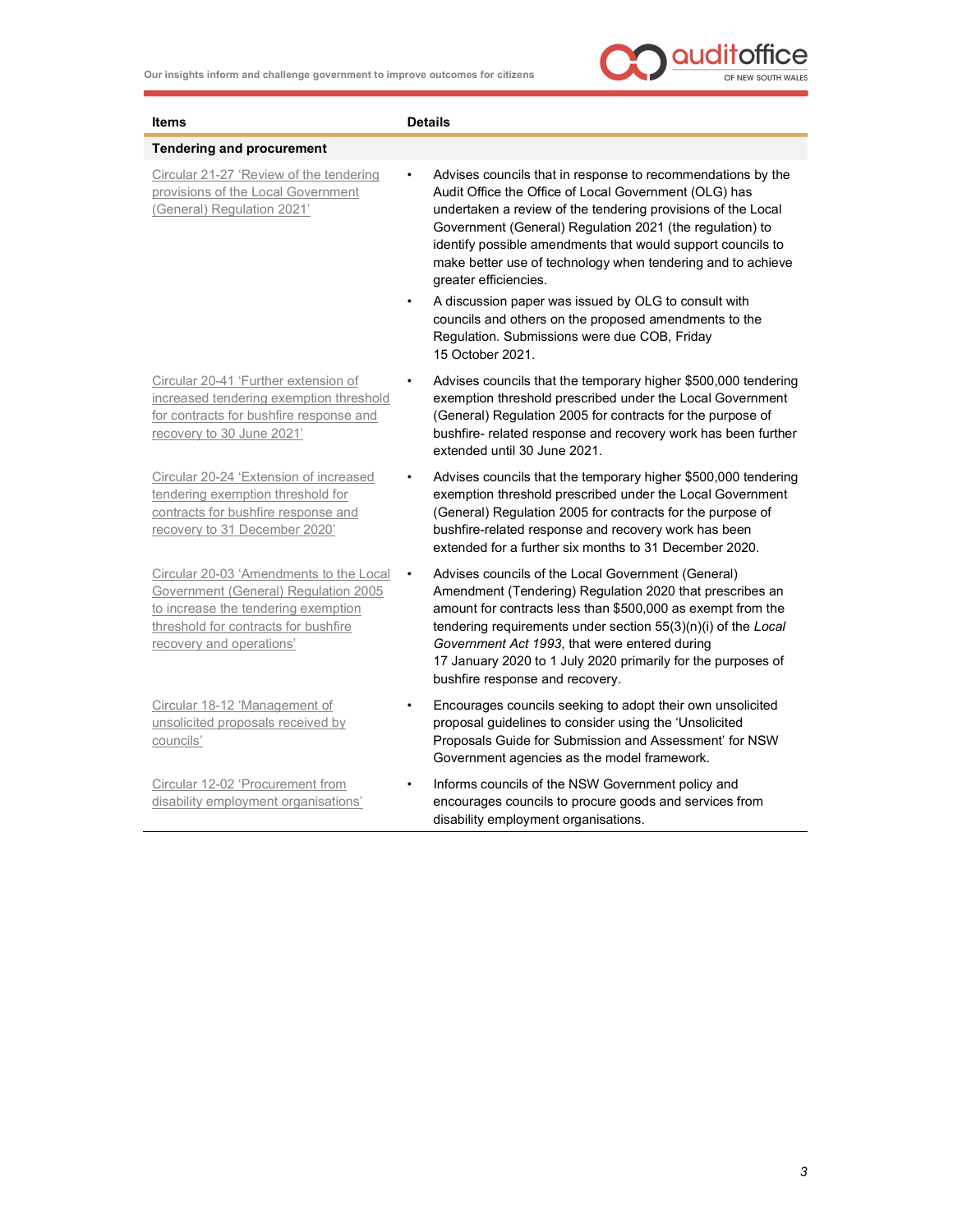| Items | Details |
| --- | --- |
| **Tendering and procurement** | |
| Circular 21-27 'Review of the tendering provisions of the Local Government (General) Regulation 2021' | • Advises councils that in response to recommendations by the Audit Office the Office of Local Government (OLG) has undertaken a review of the tendering provisions of the Local Government (General) Regulation 2021 (the regulation) to identify possible amendments that would support councils to make better use of technology when tendering and to achieve greater efficiencies.<br>• A discussion paper was issued by OLG to consult with councils and others on the proposed amendments to the Regulation. Submissions were due COB, Friday 15 October 2021. |
| Circular 20-41 'Further extension of increased tendering exemption threshold for contracts for bushfire response and recovery to 30 June 2021' | • Advises councils that the temporary higher $500,000 tendering exemption threshold prescribed under the Local Government (General) Regulation 2005 for contracts for the purpose of bushfire- related response and recovery work has been further extended until 30 June 2021. |
| Circular 20-24 'Extension of increased tendering exemption threshold for contracts for bushfire response and recovery to 31 December 2020' | • Advises councils that the temporary higher $500,000 tendering exemption threshold prescribed under the Local Government (General) Regulation 2005 for contracts for the purpose of bushfire-related response and recovery work has been extended for a further six months to 31 December 2020. |
| Circular 20-03 'Amendments to the Local Government (General) Regulation 2005 to increase the tendering exemption threshold for contracts for bushfire recovery and operations' | • Advises councils of the Local Government (General) Amendment (Tendering) Regulation 2020 that prescribes an amount for contracts less than $500,000 as exempt from the tendering requirements under section 55(3)(n)(i) of the *Local Government Act 1993*, that were entered during 17 January 2020 to 1 July 2020 primarily for the purposes of bushfire response and recovery. |
| Circular 18-12 'Management of unsolicited proposals received by councils' | • Encourages councils seeking to adopt their own unsolicited proposal guidelines to consider using the 'Unsolicited Proposals Guide for Submission and Assessment' for NSW Government agencies as the model framework. |
| Circular 12-02 'Procurement from disability employment organisations' | • Informs councils of the NSW Government policy and encourages councils to procure goods and services from disability employment organisations. |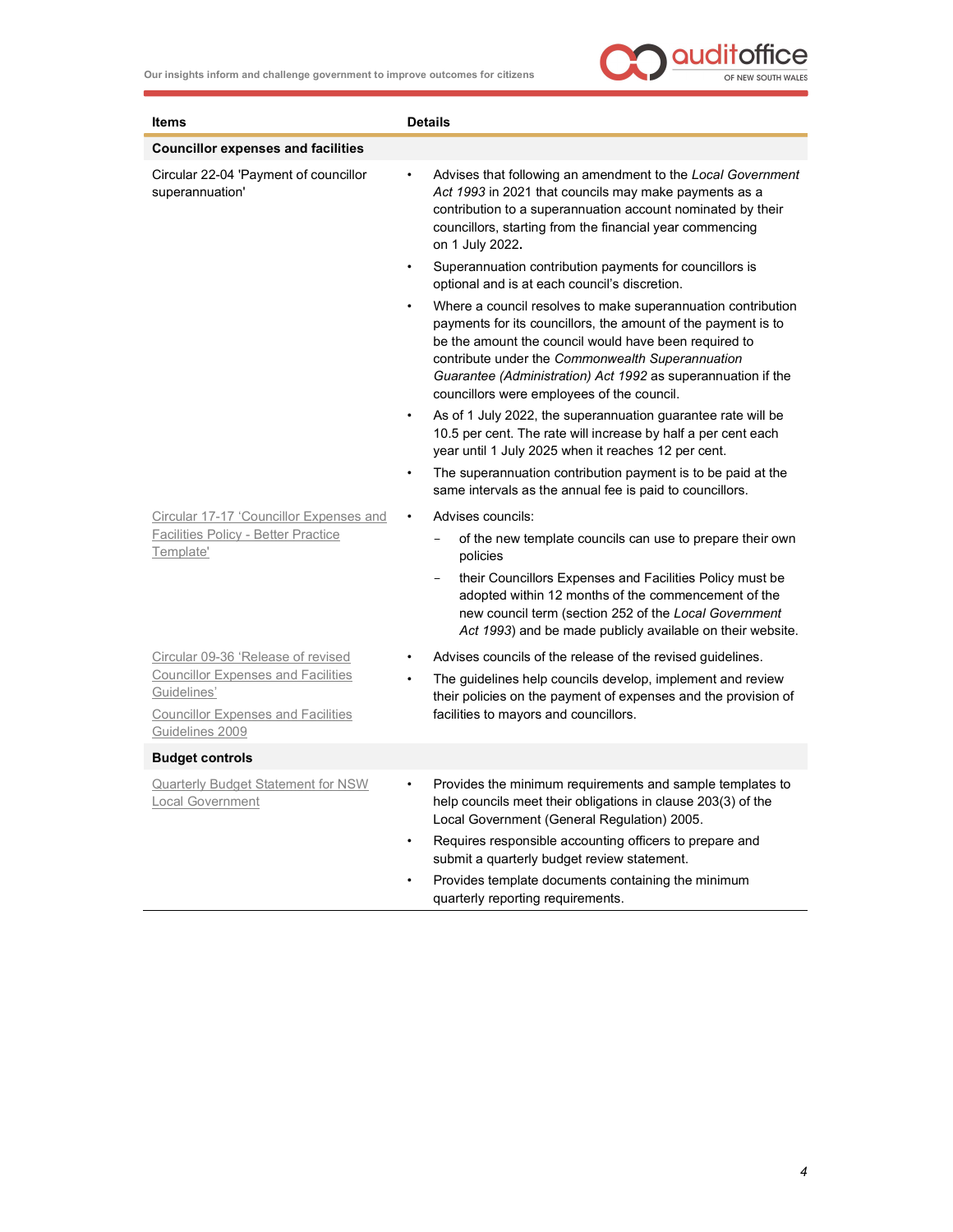| Items | Details |
|---|---|
| **Councillor expenses and facilities** | |
| Circular 22-04 'Payment of councillor superannuation' | • Advises that following an amendment to the *Local Government Act 1993* in 2021 that councils may make payments as a contribution to a superannuation account nominated by their councillors, starting from the financial year commencing on 1 July 2022.<br>• Superannuation contribution payments for councillors is optional and is at each council's discretion.<br>• Where a council resolves to make superannuation contribution payments for its councillors, the amount of the payment is to be the amount the council would have been required to contribute under the *Commonwealth Superannuation Guarantee (Administration) Act 1992* as superannuation if the councillors were employees of the council.<br>• As of 1 July 2022, the superannuation guarantee rate will be 10.5 per cent. The rate will increase by half a per cent each year until 1 July 2025 when it reaches 12 per cent.<br>• The superannuation contribution payment is to be paid at the same intervals as the annual fee is paid to councillors. |
| Circular 17-17 'Councillor Expenses and Facilities Policy - Better Practice Template' | • Advises councils:<br>– of the new template councils can use to prepare their own policies<br>– their Councillors Expenses and Facilities Policy must be adopted within 12 months of the commencement of the new council term (section 252 of the *Local Government Act 1993*) and be made publicly available on their website. |
| Circular 09-36 'Release of revised Councillor Expenses and Facilities Guidelines'<br><br>Councillor Expenses and Facilities Guidelines 2009 | • Advises councils of the release of the revised guidelines.<br>• The guidelines help councils develop, implement and review their policies on the payment of expenses and the provision of facilities to mayors and councillors. |
| **Budget controls** | |
| Quarterly Budget Statement for NSW Local Government | • Provides the minimum requirements and sample templates to help councils meet their obligations in clause 203(3) of the Local Government (General Regulation) 2005.<br>• Requires responsible accounting officers to prepare and submit a quarterly budget review statement.<br>• Provides template documents containing the minimum quarterly reporting requirements. |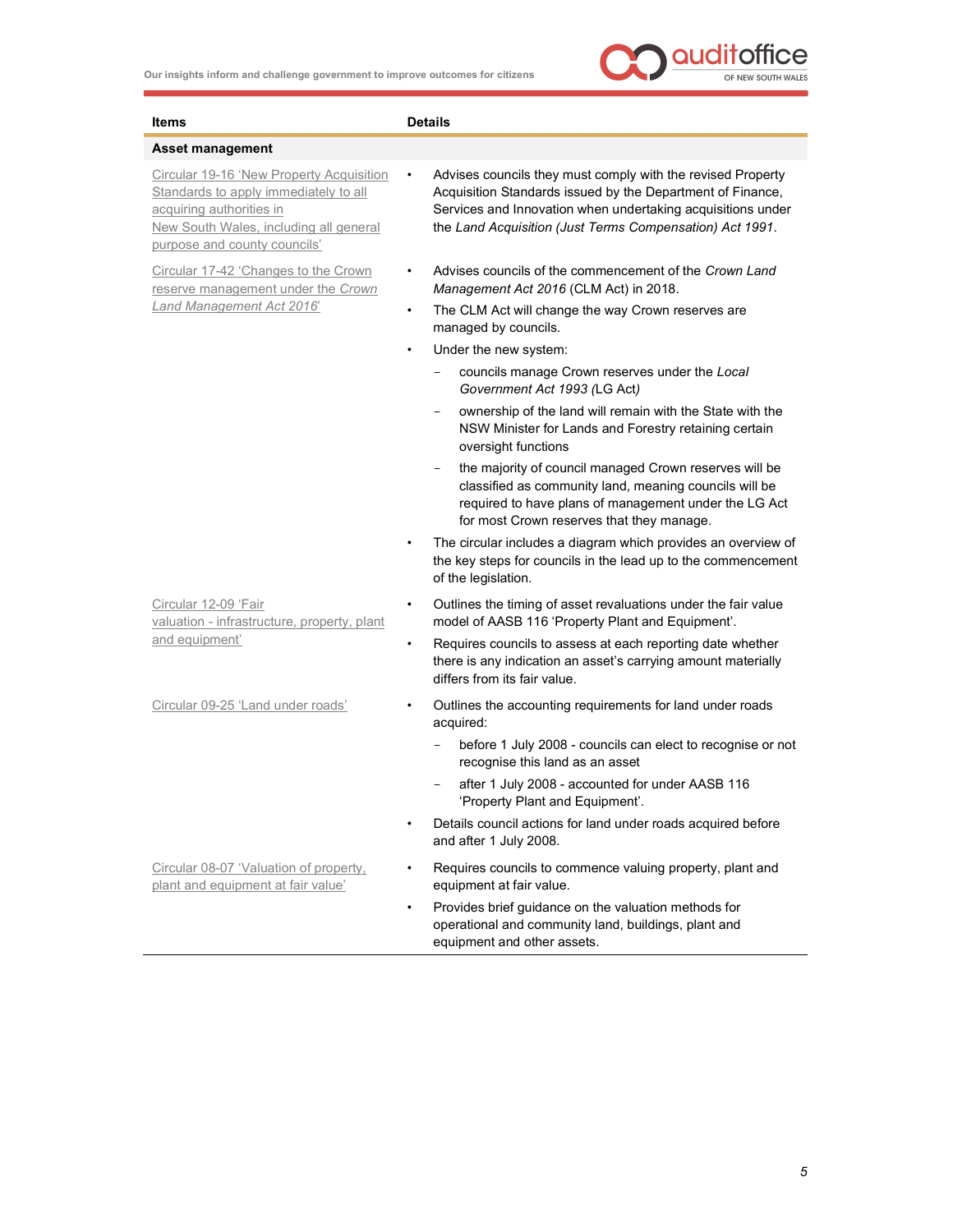| Items | Details |
|---|---|
| **Asset management** | |
| Circular 19-16 'New Property Acquisition Standards to apply immediately to all acquiring authorities in New South Wales, including all general purpose and county councils' | • Advises councils they must comply with the revised Property Acquisition Standards issued by the Department of Finance, Services and Innovation when undertaking acquisitions under the *Land Acquisition (Just Terms Compensation) Act 1991*. |
| Circular 17-42 'Changes to the Crown reserve management under the *Crown Land Management Act 2016*' | • Advises councils of the commencement of the *Crown Land Management Act 2016* (CLM Act) in 2018.<br>• The CLM Act will change the way Crown reserves are managed by councils.<br>• Under the new system:<br>– councils manage Crown reserves under the *Local Government Act 1993* (LG Act)<br>– ownership of the land will remain with the State with the NSW Minister for Lands and Forestry retaining certain oversight functions<br>– the majority of council managed Crown reserves will be classified as community land, meaning councils will be required to have plans of management under the LG Act for most Crown reserves that they manage.<br>• The circular includes a diagram which provides an overview of the key steps for councils in the lead up to the commencement of the legislation. |
| Circular 12-09 'Fair valuation - infrastructure, property, plant and equipment' | • Outlines the timing of asset revaluations under the fair value model of AASB 116 'Property Plant and Equipment'.<br>• Requires councils to assess at each reporting date whether there is any indication an asset's carrying amount materially differs from its fair value. |
| Circular 09-25 'Land under roads' | • Outlines the accounting requirements for land under roads acquired:<br>– before 1 July 2008 - councils can elect to recognise or not recognise this land as an asset<br>– after 1 July 2008 - accounted for under AASB 116 'Property Plant and Equipment'.<br>• Details council actions for land under roads acquired before and after 1 July 2008. |
| Circular 08-07 'Valuation of property, plant and equipment at fair value' | • Requires councils to commence valuing property, plant and equipment at fair value.<br>• Provides brief guidance on the valuation methods for operational and community land, buildings, plant and equipment and other assets. |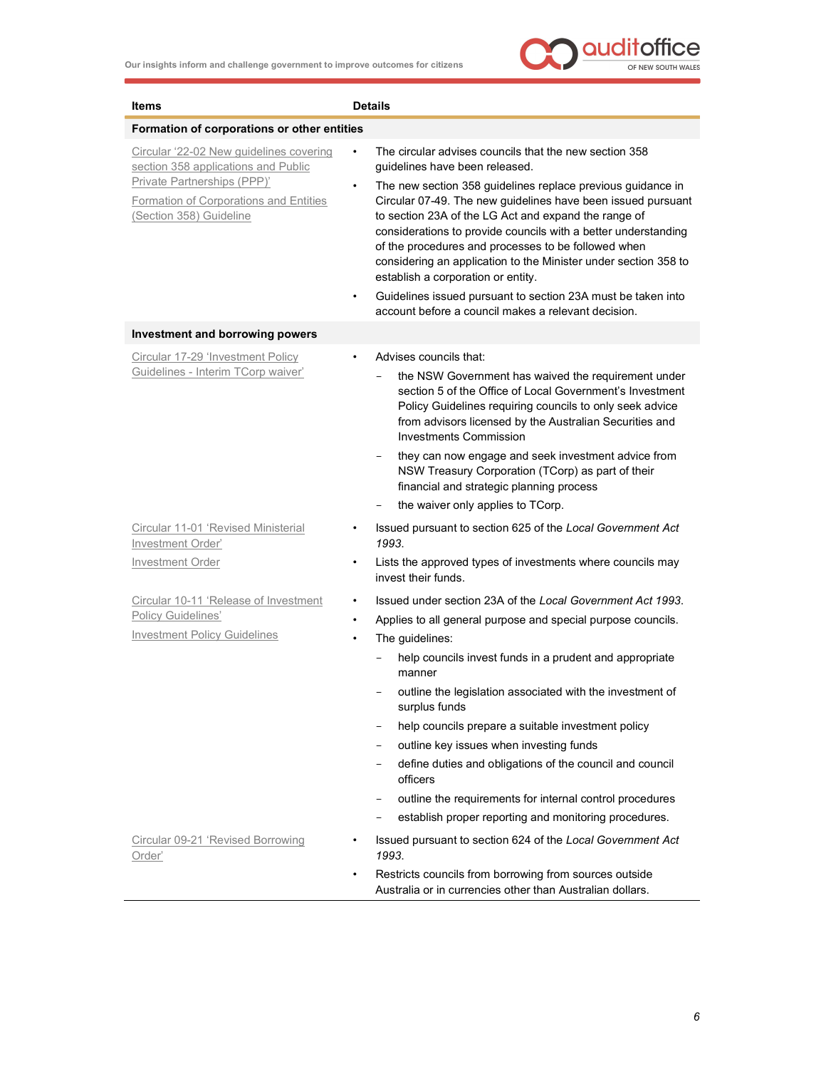| Items | Details |
| --- | --- |
| **Formation of corporations or other entities** | |
| Circular '22-02 New guidelines covering section 358 applications and Public Private Partnerships (PPP)'<br><br>Formation of Corporations and Entities (Section 358) Guideline | • The circular advises councils that the new section 358 guidelines have been released.<br>• The new section 358 guidelines replace previous guidance in Circular 07-49. The new guidelines have been issued pursuant to section 23A of the LG Act and expand the range of considerations to provide councils with a better understanding of the procedures and processes to be followed when considering an application to the Minister under section 358 to establish a corporation or entity.<br>• Guidelines issued pursuant to section 23A must be taken into account before a council makes a relevant decision. |
| **Investment and borrowing powers** | |
| Circular 17-29 'Investment Policy Guidelines - Interim TCorp waiver' | • Advises councils that:<br>– the NSW Government has waived the requirement under section 5 of the Office of Local Government's Investment Policy Guidelines requiring councils to only seek advice from advisors licensed by the Australian Securities and Investments Commission<br>– they can now engage and seek investment advice from NSW Treasury Corporation (TCorp) as part of their financial and strategic planning process<br>– the waiver only applies to TCorp. |
| Circular 11-01 'Revised Ministerial Investment Order'<br><br>Investment Order | • Issued pursuant to section 625 of the *Local Government Act 1993*.<br>• Lists the approved types of investments where councils may invest their funds. |
| Circular 10-11 'Release of Investment Policy Guidelines'<br><br>Investment Policy Guidelines | • Issued under section 23A of the *Local Government Act 1993*.<br>• Applies to all general purpose and special purpose councils.<br>• The guidelines:<br>– help councils invest funds in a prudent and appropriate manner<br>– outline the legislation associated with the investment of surplus funds<br>– help councils prepare a suitable investment policy<br>– outline key issues when investing funds<br>– define duties and obligations of the council and council officers<br>– outline the requirements for internal control procedures<br>– establish proper reporting and monitoring procedures. |
| Circular 09-21 'Revised Borrowing Order' | • Issued pursuant to section 624 of the *Local Government Act 1993*.<br>• Restricts councils from borrowing from sources outside Australia or in currencies other than Australian dollars. |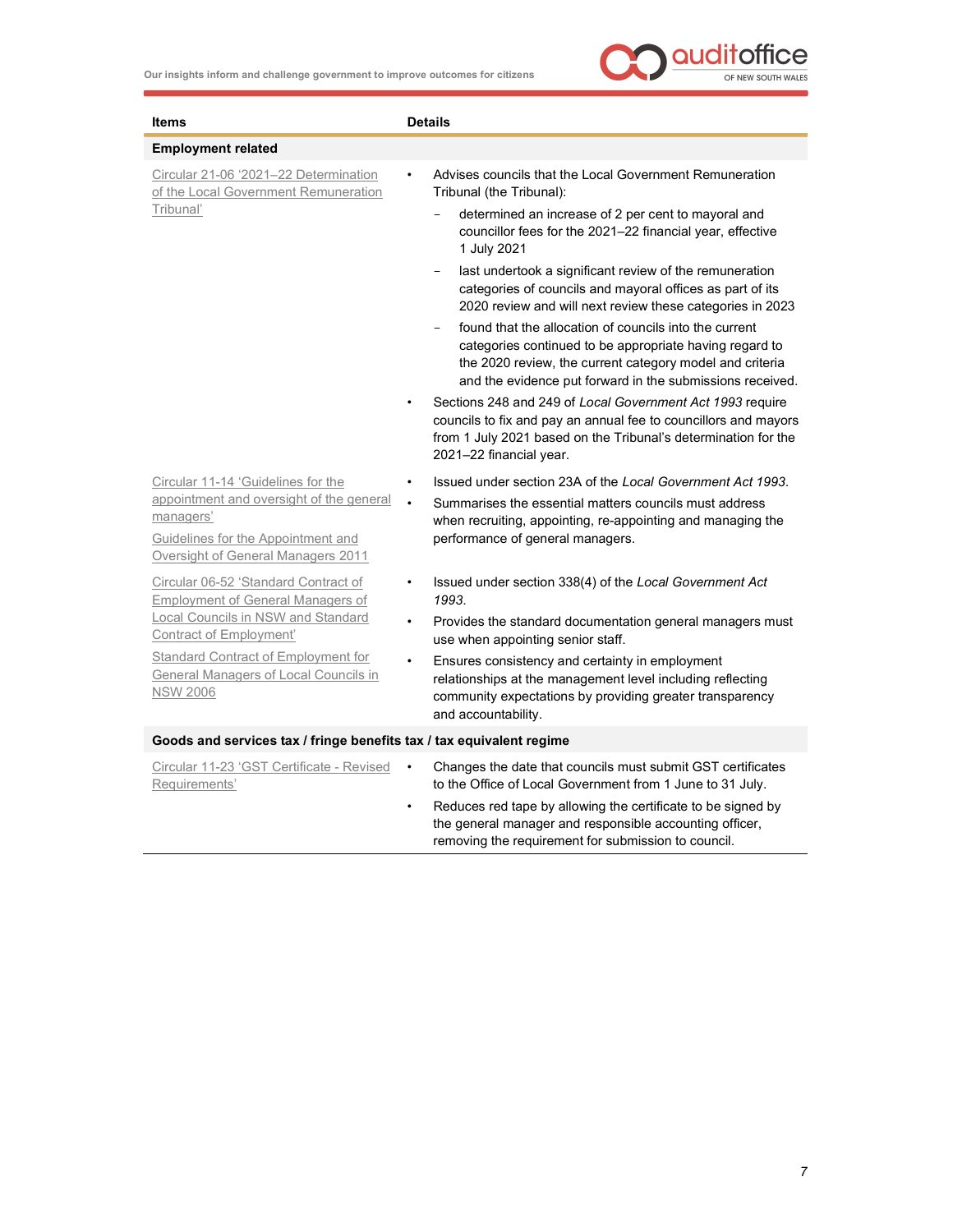| Items | Details |
| --- | --- |
| **Employment related** | |
| Circular 21-06 '2021–22 Determination of the Local Government Remuneration Tribunal' | • Advises councils that the Local Government Remuneration Tribunal (the Tribunal):<br>– determined an increase of 2 per cent to mayoral and councillor fees for the 2021–22 financial year, effective 1 July 2021<br>– last undertook a significant review of the remuneration categories of councils and mayoral offices as part of its 2020 review and will next review these categories in 2023<br>– found that the allocation of councils into the current categories continued to be appropriate having regard to the 2020 review, the current category model and criteria and the evidence put forward in the submissions received.<br>• Sections 248 and 249 of *Local Government Act 1993* require councils to fix and pay an annual fee to councillors and mayors from 1 July 2021 based on the Tribunal's determination for the 2021–22 financial year. |
| Circular 11-14 'Guidelines for the appointment and oversight of the general managers'<br>Guidelines for the Appointment and Oversight of General Managers 2011 | • Issued under section 23A of the *Local Government Act 1993*.<br>• Summarises the essential matters councils must address when recruiting, appointing, re-appointing and managing the performance of general managers. |
| Circular 06-52 'Standard Contract of Employment of General Managers of Local Councils in NSW and Standard Contract of Employment'<br>Standard Contract of Employment for General Managers of Local Councils in NSW 2006 | • Issued under section 338(4) of the *Local Government Act 1993*.<br>• Provides the standard documentation general managers must use when appointing senior staff.<br>• Ensures consistency and certainty in employment relationships at the management level including reflecting community expectations by providing greater transparency and accountability. |
| **Goods and services tax / fringe benefits tax / tax equivalent regime** | |
| Circular 11-23 'GST Certificate - Revised Requirements' | • Changes the date that councils must submit GST certificates to the Office of Local Government from 1 June to 31 July.<br>• Reduces red tape by allowing the certificate to be signed by the general manager and responsible accounting officer, removing the requirement for submission to council. |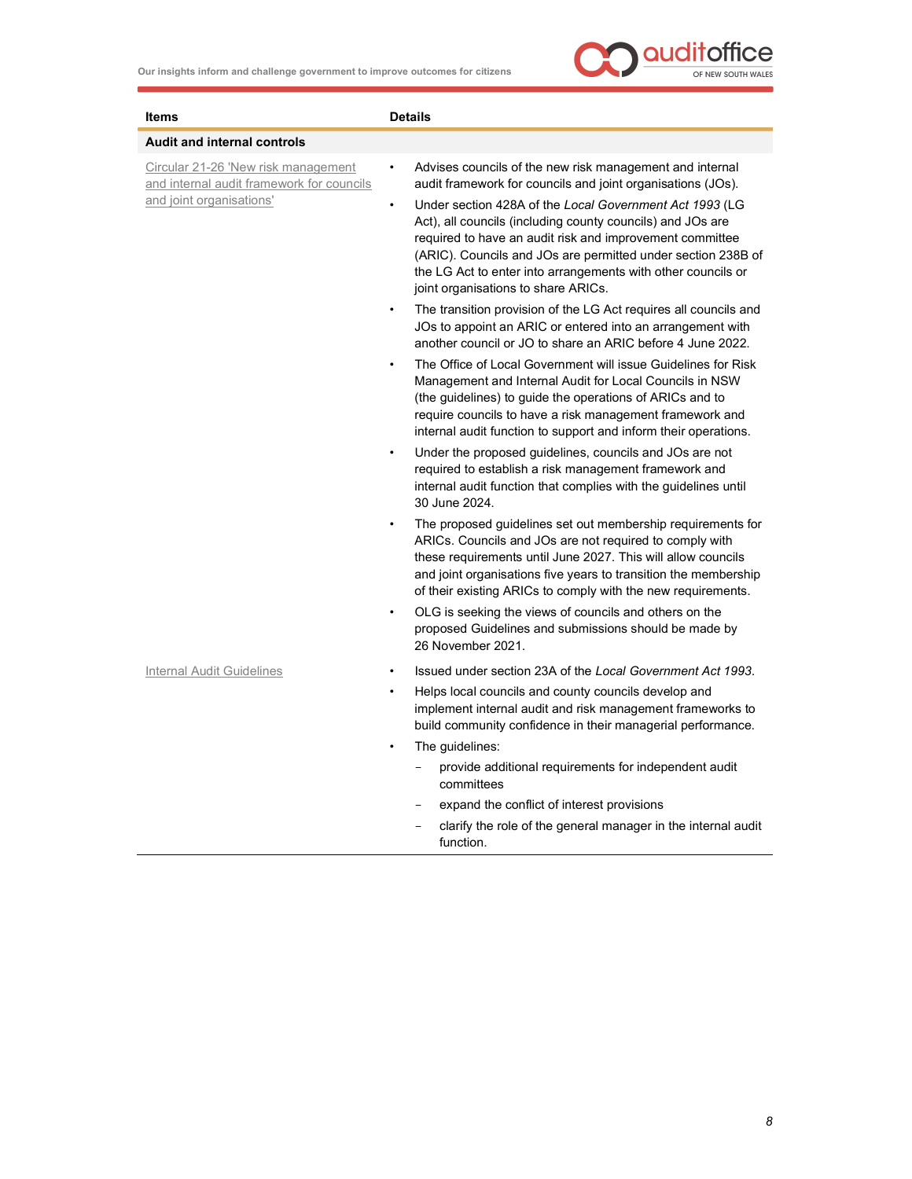| Items | Details |
| --- | --- |
| **Audit and internal controls** | |
| Circular 21-26 'New risk management and internal audit framework for councils and joint organisations' | • Advises councils of the new risk management and internal audit framework for councils and joint organisations (JOs).<br>• Under section 428A of the *Local Government Act 1993* (LG Act), all councils (including county councils) and JOs are required to have an audit risk and improvement committee (ARIC). Councils and JOs are permitted under section 238B of the LG Act to enter into arrangements with other councils or joint organisations to share ARICs.<br>• The transition provision of the LG Act requires all councils and JOs to appoint an ARIC or entered into an arrangement with another council or JO to share an ARIC before 4 June 2022.<br>• The Office of Local Government will issue Guidelines for Risk Management and Internal Audit for Local Councils in NSW (the guidelines) to guide the operations of ARICs and to require councils to have a risk management framework and internal audit function to support and inform their operations.<br>• Under the proposed guidelines, councils and JOs are not required to establish a risk management framework and internal audit function that complies with the guidelines until 30 June 2024.<br>• The proposed guidelines set out membership requirements for ARICs. Councils and JOs are not required to comply with these requirements until June 2027. This will allow councils and joint organisations five years to transition the membership of their existing ARICs to comply with the new requirements.<br>• OLG is seeking the views of councils and others on the proposed Guidelines and submissions should be made by 26 November 2021. |
| Internal Audit Guidelines | • Issued under section 23A of the *Local Government Act 1993*.<br>• Helps local councils and county councils develop and implement internal audit and risk management frameworks to build community confidence in their managerial performance.<br>• The guidelines:<br>&nbsp;&nbsp;– provide additional requirements for independent audit committees<br>&nbsp;&nbsp;– expand the conflict of interest provisions<br>&nbsp;&nbsp;– clarify the role of the general manager in the internal audit function. |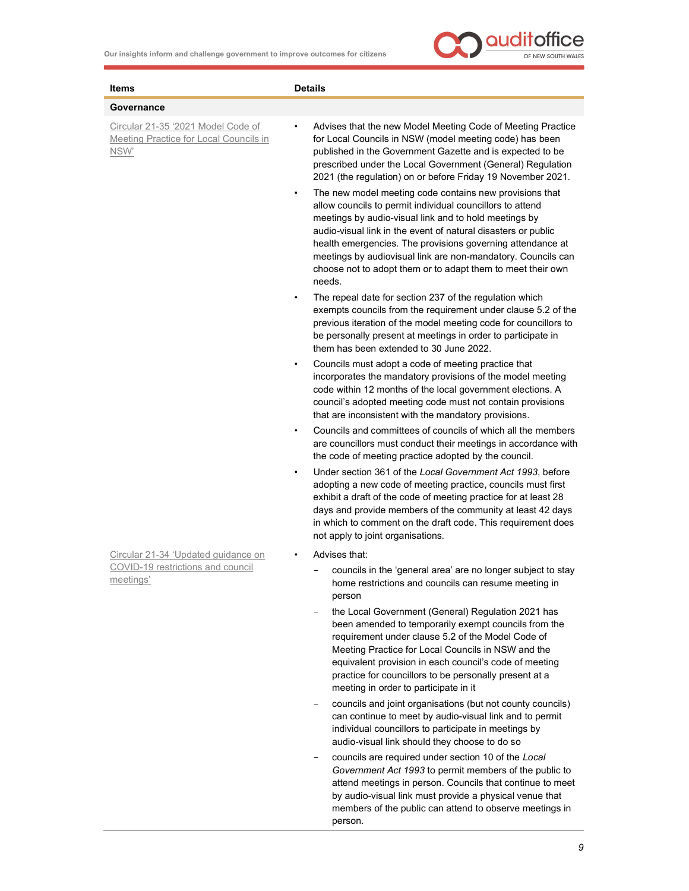| Items | Details |
|---|---|
| **Governance** | |
| Circular 21-35 '2021 Model Code of Meeting Practice for Local Councils in NSW' | • Advises that the new Model Meeting Code of Meeting Practice for Local Councils in NSW (model meeting code) has been published in the Government Gazette and is expected to be prescribed under the Local Government (General) Regulation 2021 (the regulation) on or before Friday 19 November 2021.<br>• The new model meeting code contains new provisions that allow councils to permit individual councillors to attend meetings by audio-visual link and to hold meetings by audio-visual link in the event of natural disasters or public health emergencies. The provisions governing attendance at meetings by audiovisual link are non-mandatory. Councils can choose not to adopt them or to adapt them to meet their own needs.<br>• The repeal date for section 237 of the regulation which exempts councils from the requirement under clause 5.2 of the previous iteration of the model meeting code for councillors to be personally present at meetings in order to participate in them has been extended to 30 June 2022.<br>• Councils must adopt a code of meeting practice that incorporates the mandatory provisions of the model meeting code within 12 months of the local government elections. A council's adopted meeting code must not contain provisions that are inconsistent with the mandatory provisions.<br>• Councils and committees of councils of which all the members are councillors must conduct their meetings in accordance with the code of meeting practice adopted by the council.<br>• Under section 361 of the *Local Government Act 1993*, before adopting a new code of meeting practice, councils must first exhibit a draft of the code of meeting practice for at least 28 days and provide members of the community at least 42 days in which to comment on the draft code. This requirement does not apply to joint organisations. |
| Circular 21-34 'Updated guidance on COVID-19 restrictions and council meetings' | • Advises that:<br>– councils in the 'general area' are no longer subject to stay home restrictions and councils can resume meeting in person<br>– the Local Government (General) Regulation 2021 has been amended to temporarily exempt councils from the requirement under clause 5.2 of the Model Code of Meeting Practice for Local Councils in NSW and the equivalent provision in each council's code of meeting practice for councillors to be personally present at a meeting in order to participate in it<br>– councils and joint organisations (but not county councils) can continue to meet by audio-visual link and to permit individual councillors to participate in meetings by audio-visual link should they choose to do so<br>– councils are required under section 10 of the *Local Government Act 1993* to permit members of the public to attend meetings in person. Councils that continue to meet by audio-visual link must provide a physical venue that members of the public can attend to observe meetings in person. |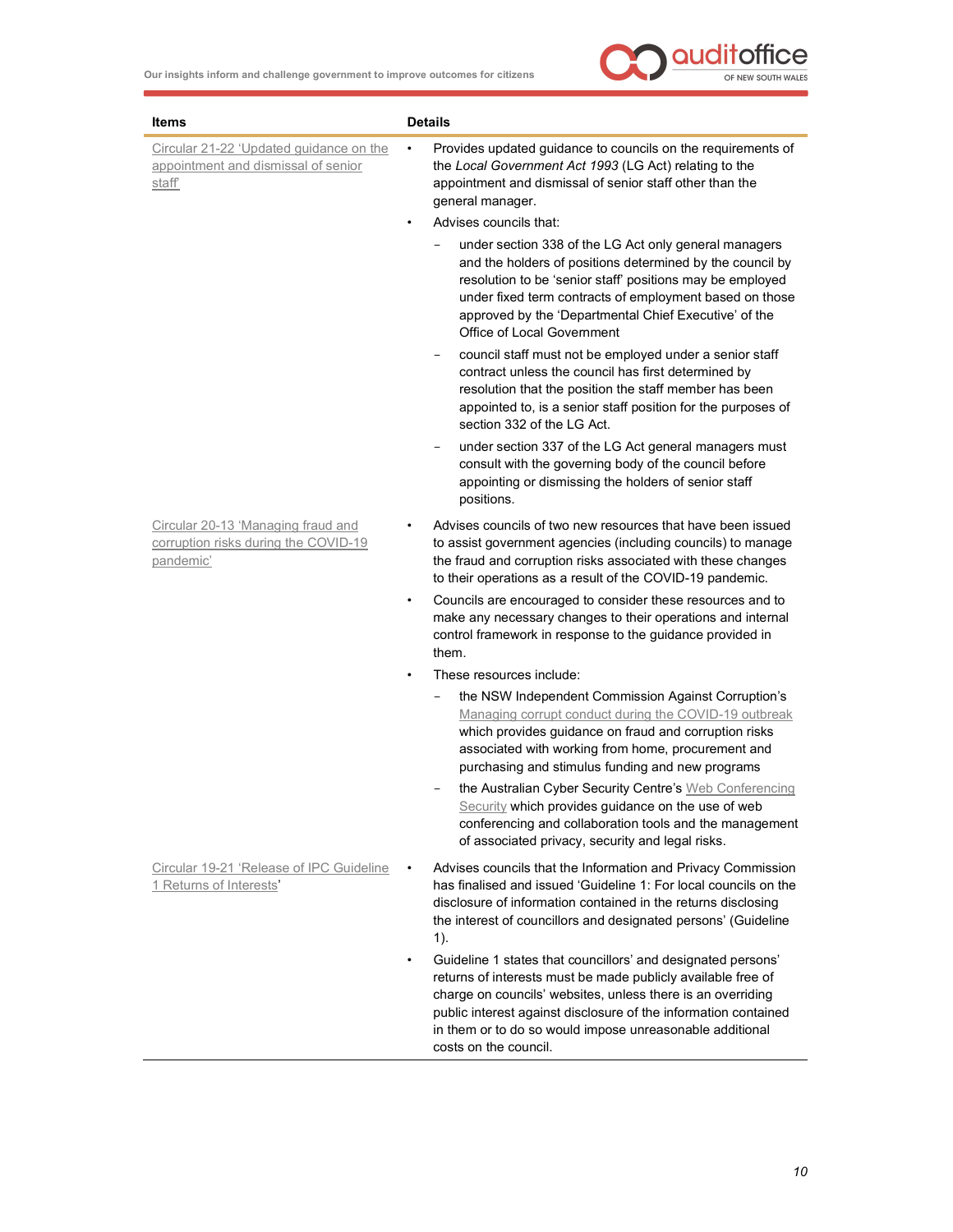| Items | Details |
|---|---|
| Circular 21-22 'Updated guidance on the appointment and dismissal of senior staff' | • Provides updated guidance to councils on the requirements of the *Local Government Act 1993* (LG Act) relating to the appointment and dismissal of senior staff other than the general manager.<br>• Advises councils that:<br>  – under section 338 of the LG Act only general managers and the holders of positions determined by the council by resolution to be 'senior staff' positions may be employed under fixed term contracts of employment based on those approved by the 'Departmental Chief Executive' of the Office of Local Government<br>  – council staff must not be employed under a senior staff contract unless the council has first determined by resolution that the position the staff member has been appointed to, is a senior staff position for the purposes of section 332 of the LG Act.<br>  – under section 337 of the LG Act general managers must consult with the governing body of the council before appointing or dismissing the holders of senior staff positions. |
| Circular 20-13 'Managing fraud and corruption risks during the COVID-19 pandemic' | • Advises councils of two new resources that have been issued to assist government agencies (including councils) to manage the fraud and corruption risks associated with these changes to their operations as a result of the COVID-19 pandemic.<br>• Councils are encouraged to consider these resources and to make any necessary changes to their operations and internal control framework in response to the guidance provided in them.<br>• These resources include:<br>  – the NSW Independent Commission Against Corruption's Managing corrupt conduct during the COVID-19 outbreak which provides guidance on fraud and corruption risks associated with working from home, procurement and purchasing and stimulus funding and new programs<br>  – the Australian Cyber Security Centre's Web Conferencing Security which provides guidance on the use of web conferencing and collaboration tools and the management of associated privacy, security and legal risks. |
| Circular 19-21 'Release of IPC Guideline 1 Returns of Interests' | • Advises councils that the Information and Privacy Commission has finalised and issued 'Guideline 1: For local councils on the disclosure of information contained in the returns disclosing the interest of councillors and designated persons' (Guideline 1).<br>• Guideline 1 states that councillors' and designated persons' returns of interests must be made publicly available free of charge on councils' websites, unless there is an overriding public interest against disclosure of the information contained in them or to do so would impose unreasonable additional costs on the council. |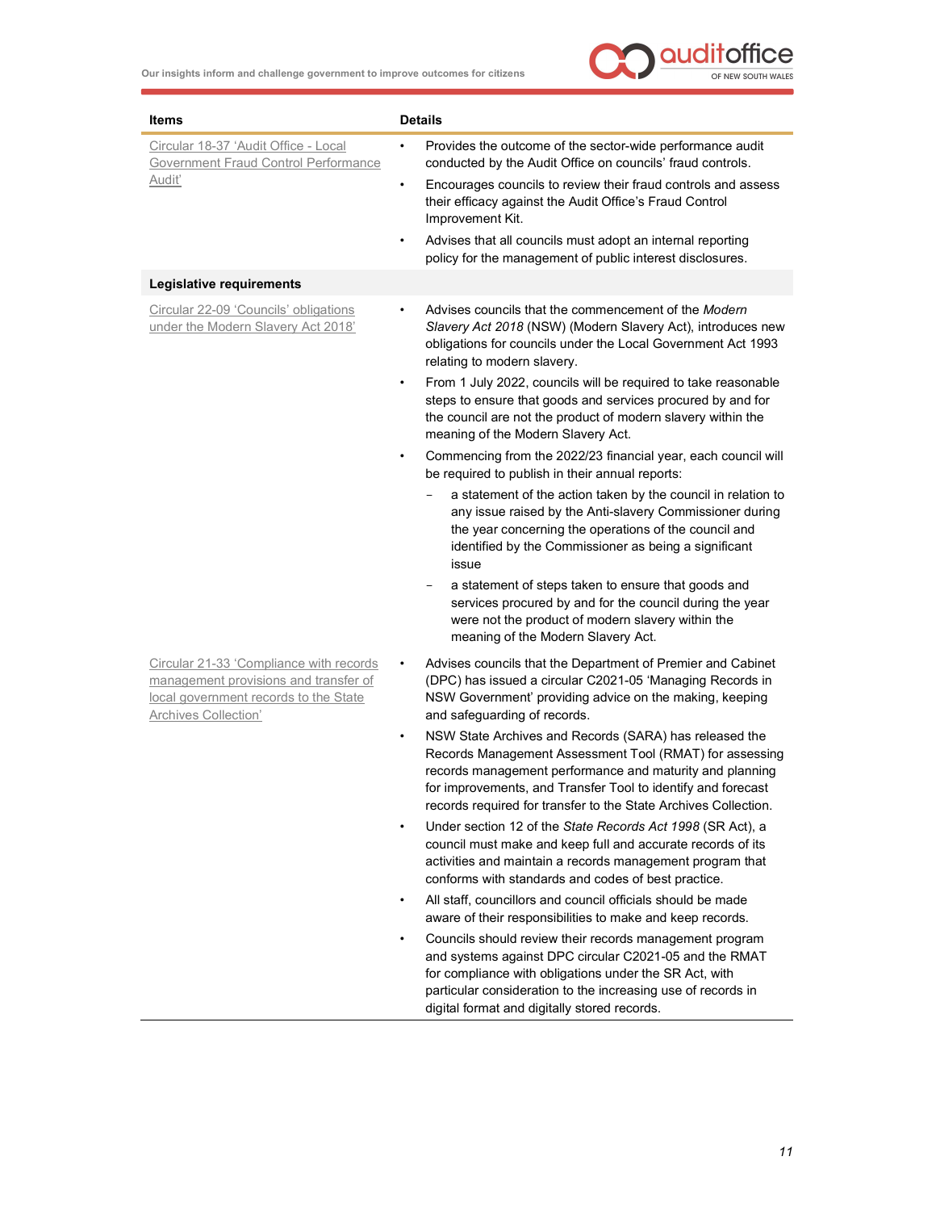| Items | Details |
| --- | --- |
| Circular 18-37 'Audit Office - Local Government Fraud Control Performance Audit' | • Provides the outcome of the sector-wide performance audit conducted by the Audit Office on councils' fraud controls.<br>• Encourages councils to review their fraud controls and assess their efficacy against the Audit Office's Fraud Control Improvement Kit.<br>• Advises that all councils must adopt an internal reporting policy for the management of public interest disclosures. |
| **Legislative requirements** | |
| Circular 22-09 'Councils' obligations under the Modern Slavery Act 2018' | • Advises councils that the commencement of the *Modern Slavery Act 2018* (NSW) (Modern Slavery Act), introduces new obligations for councils under the Local Government Act 1993 relating to modern slavery.<br>• From 1 July 2022, councils will be required to take reasonable steps to ensure that goods and services procured by and for the council are not the product of modern slavery within the meaning of the Modern Slavery Act.<br>• Commencing from the 2022/23 financial year, each council will be required to publish in their annual reports:<br>− a statement of the action taken by the council in relation to any issue raised by the Anti-slavery Commissioner during the year concerning the operations of the council and identified by the Commissioner as being a significant issue<br>− a statement of steps taken to ensure that goods and services procured by and for the council during the year were not the product of modern slavery within the meaning of the Modern Slavery Act. |
| Circular 21-33 'Compliance with records management provisions and transfer of local government records to the State Archives Collection' | • Advises councils that the Department of Premier and Cabinet (DPC) has issued a circular C2021-05 'Managing Records in NSW Government' providing advice on the making, keeping and safeguarding of records.<br>• NSW State Archives and Records (SARA) has released the Records Management Assessment Tool (RMAT) for assessing records management performance and maturity and planning for improvements, and Transfer Tool to identify and forecast records required for transfer to the State Archives Collection.<br>• Under section 12 of the *State Records Act 1998* (SR Act), a council must make and keep full and accurate records of its activities and maintain a records management program that conforms with standards and codes of best practice.<br>• All staff, councillors and council officials should be made aware of their responsibilities to make and keep records.<br>• Councils should review their records management program and systems against DPC circular C2021-05 and the RMAT for compliance with obligations under the SR Act, with particular consideration to the increasing use of records in digital format and digitally stored records. |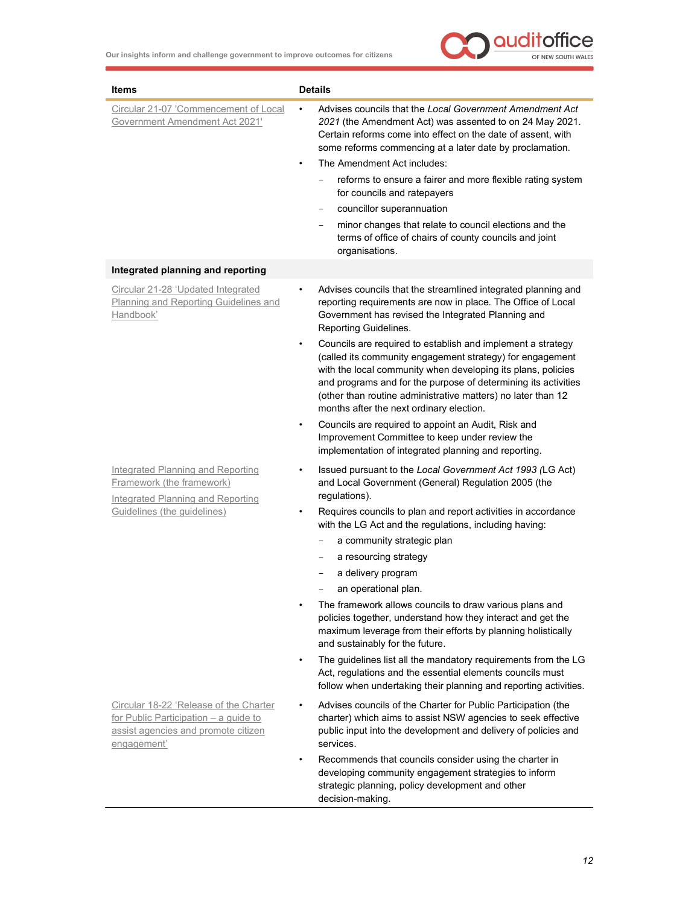| Items | Details |
|---|---|
| Circular 21-07 'Commencement of Local Government Amendment Act 2021' | • Advises councils that the *Local Government Amendment Act 2021* (the Amendment Act) was assented to on 24 May 2021. Certain reforms come into effect on the date of assent, with some reforms commencing at a later date by proclamation.<br>• The Amendment Act includes:<br>  – reforms to ensure a fairer and more flexible rating system for councils and ratepayers<br>  – councillor superannuation<br>  – minor changes that relate to council elections and the terms of office of chairs of county councils and joint organisations. |
| **Integrated planning and reporting** | |
| Circular 21-28 'Updated Integrated Planning and Reporting Guidelines and Handbook' | • Advises councils that the streamlined integrated planning and reporting requirements are now in place. The Office of Local Government has revised the Integrated Planning and Reporting Guidelines.<br>• Councils are required to establish and implement a strategy (called its community engagement strategy) for engagement with the local community when developing its plans, policies and programs and for the purpose of determining its activities (other than routine administrative matters) no later than 12 months after the next ordinary election.<br>• Councils are required to appoint an Audit, Risk and Improvement Committee to keep under review the implementation of integrated planning and reporting. |
| Integrated Planning and Reporting Framework (the framework)<br>Integrated Planning and Reporting Guidelines (the guidelines) | • Issued pursuant to the *Local Government Act 1993* (LG Act) and Local Government (General) Regulation 2005 (the regulations).<br>• Requires councils to plan and report activities in accordance with the LG Act and the regulations, including having:<br>  – a community strategic plan<br>  – a resourcing strategy<br>  – a delivery program<br>  – an operational plan.<br>• The framework allows councils to draw various plans and policies together, understand how they interact and get the maximum leverage from their efforts by planning holistically and sustainably for the future.<br>• The guidelines list all the mandatory requirements from the LG Act, regulations and the essential elements councils must follow when undertaking their planning and reporting activities. |
| Circular 18-22 'Release of the Charter for Public Participation – a guide to assist agencies and promote citizen engagement' | • Advises councils of the Charter for Public Participation (the charter) which aims to assist NSW agencies to seek effective public input into the development and delivery of policies and services.<br>• Recommends that councils consider using the charter in developing community engagement strategies to inform strategic planning, policy development and other decision-making. |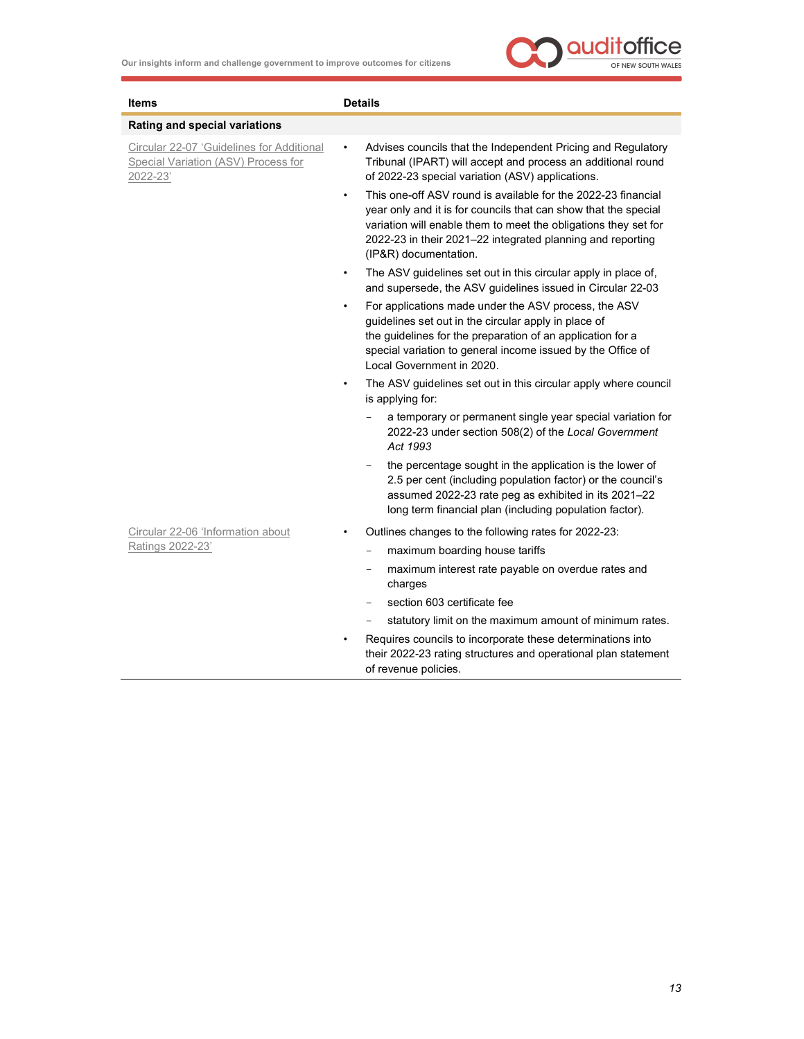| Items | Details |
| --- | --- |
| **Rating and special variations** | |
| Circular 22-07 'Guidelines for Additional Special Variation (ASV) Process for 2022-23' | • Advises councils that the Independent Pricing and Regulatory Tribunal (IPART) will accept and process an additional round of 2022-23 special variation (ASV) applications.<br>• This one-off ASV round is available for the 2022-23 financial year only and it is for councils that can show that the special variation will enable them to meet the obligations they set for 2022-23 in their 2021–22 integrated planning and reporting (IP&R) documentation.<br>• The ASV guidelines set out in this circular apply in place of, and supersede, the ASV guidelines issued in Circular 22-03<br>• For applications made under the ASV process, the ASV guidelines set out in the circular apply in place of the guidelines for the preparation of an application for a special variation to general income issued by the Office of Local Government in 2020.<br>• The ASV guidelines set out in this circular apply where council is applying for:<br>  – a temporary or permanent single year special variation for 2022-23 under section 508(2) of the *Local Government Act 1993*<br>  – the percentage sought in the application is the lower of 2.5 per cent (including population factor) or the council's assumed 2022-23 rate peg as exhibited in its 2021–22 long term financial plan (including population factor). |
| Circular 22-06 'Information about Ratings 2022-23' | • Outlines changes to the following rates for 2022-23:<br>  – maximum boarding house tariffs<br>  – maximum interest rate payable on overdue rates and charges<br>  – section 603 certificate fee<br>  – statutory limit on the maximum amount of minimum rates.<br>• Requires councils to incorporate these determinations into their 2022-23 rating structures and operational plan statement of revenue policies. |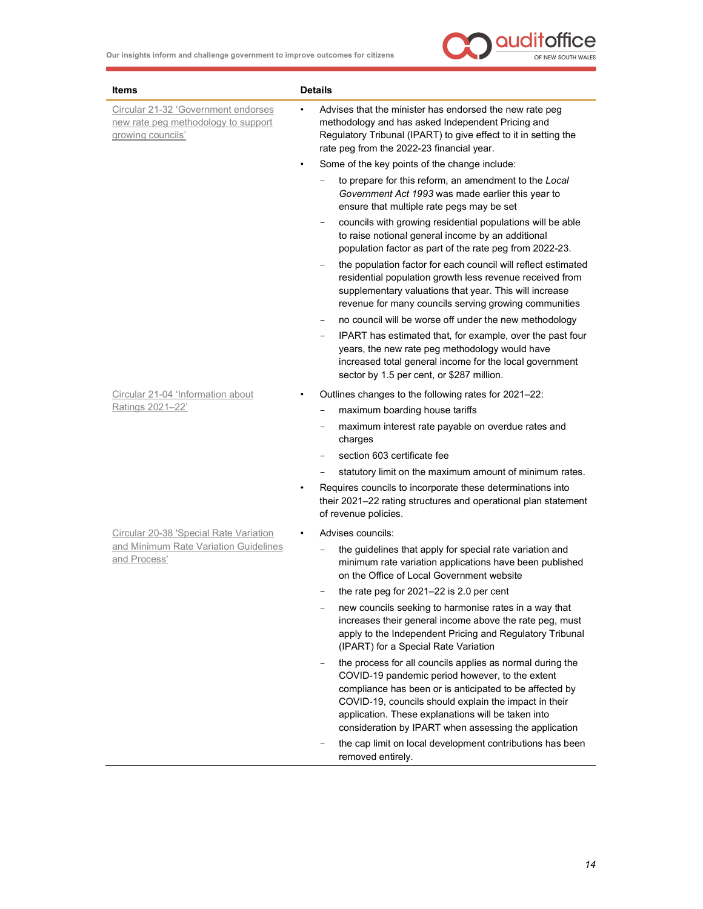| Items | Details |
|---|---|
| Circular 21-32 'Government endorses new rate peg methodology to support growing councils' | • Advises that the minister has endorsed the new rate peg methodology and has asked Independent Pricing and Regulatory Tribunal (IPART) to give effect to it in setting the rate peg from the 2022-23 financial year.<br>• Some of the key points of the change include:<br>− to prepare for this reform, an amendment to the *Local Government Act 1993* was made earlier this year to ensure that multiple rate pegs may be set<br>− councils with growing residential populations will be able to raise notional general income by an additional population factor as part of the rate peg from 2022-23.<br>− the population factor for each council will reflect estimated residential population growth less revenue received from supplementary valuations that year. This will increase revenue for many councils serving growing communities<br>− no council will be worse off under the new methodology<br>− IPART has estimated that, for example, over the past four years, the new rate peg methodology would have increased total general income for the local government sector by 1.5 per cent, or $287 million. |
| Circular 21-04 'Information about Ratings 2021–22' | • Outlines changes to the following rates for 2021–22:<br>− maximum boarding house tariffs<br>− maximum interest rate payable on overdue rates and charges<br>− section 603 certificate fee<br>− statutory limit on the maximum amount of minimum rates.<br>• Requires councils to incorporate these determinations into their 2021–22 rating structures and operational plan statement of revenue policies. |
| Circular 20-38 'Special Rate Variation and Minimum Rate Variation Guidelines and Process' | • Advises councils:<br>− the guidelines that apply for special rate variation and minimum rate variation applications have been published on the Office of Local Government website<br>− the rate peg for 2021–22 is 2.0 per cent<br>− new councils seeking to harmonise rates in a way that increases their general income above the rate peg, must apply to the Independent Pricing and Regulatory Tribunal (IPART) for a Special Rate Variation<br>− the process for all councils applies as normal during the COVID-19 pandemic period however, to the extent compliance has been or is anticipated to be affected by COVID-19, councils should explain the impact in their application. These explanations will be taken into consideration by IPART when assessing the application<br>− the cap limit on local development contributions has been removed entirely. |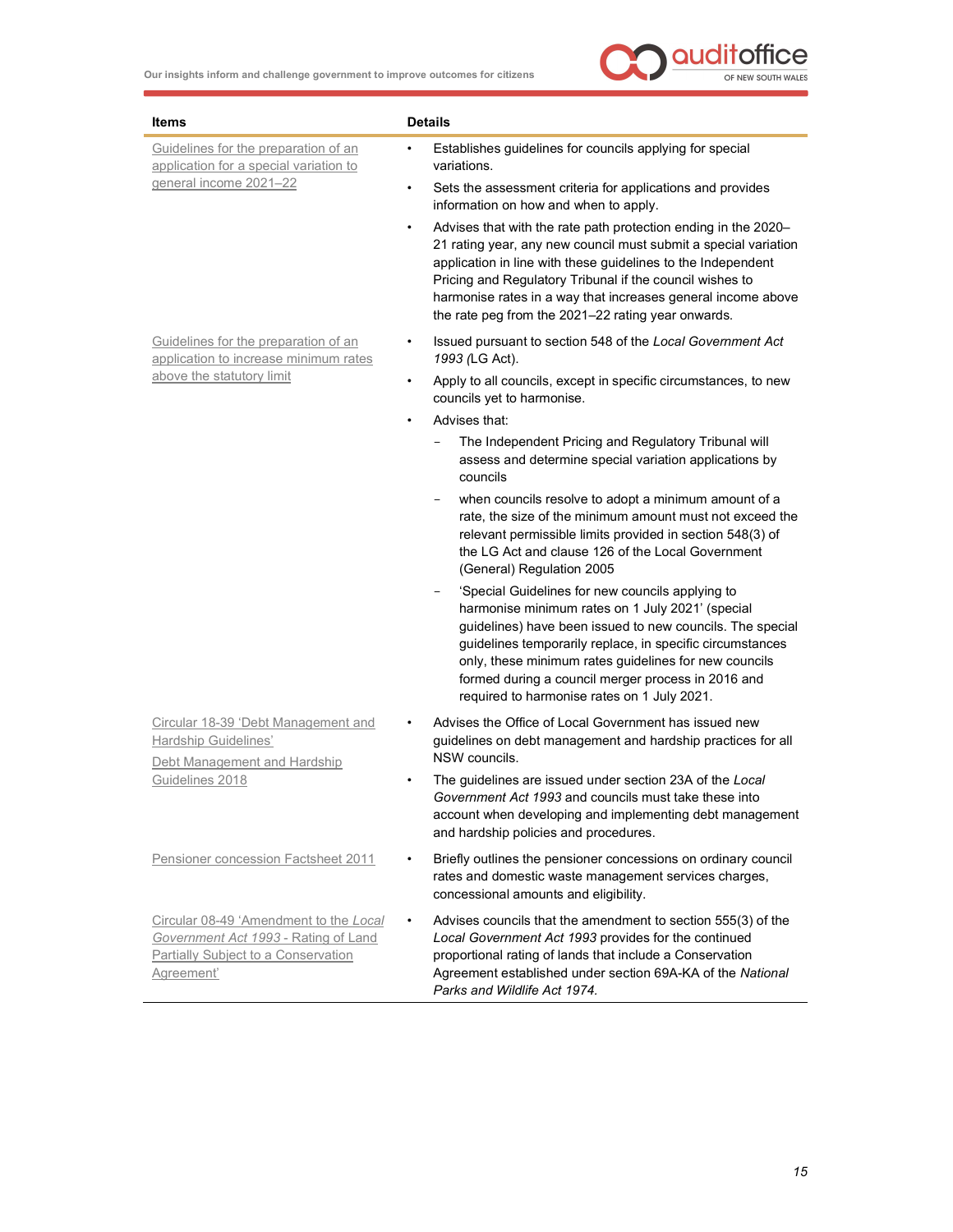| Items | Details |
|---|---|
| Guidelines for the preparation of an application for a special variation to general income 2021–22 | • Establishes guidelines for councils applying for special variations.<br>• Sets the assessment criteria for applications and provides information on how and when to apply.<br>• Advises that with the rate path protection ending in the 2020–21 rating year, any new council must submit a special variation application in line with these guidelines to the Independent Pricing and Regulatory Tribunal if the council wishes to harmonise rates in a way that increases general income above the rate peg from the 2021–22 rating year onwards. |
| Guidelines for the preparation of an application to increase minimum rates above the statutory limit | • Issued pursuant to section 548 of the *Local Government Act 1993* (LG Act).<br>• Apply to all councils, except in specific circumstances, to new councils yet to harmonise.<br>• Advises that:<br>  – The Independent Pricing and Regulatory Tribunal will assess and determine special variation applications by councils<br>  – when councils resolve to adopt a minimum amount of a rate, the size of the minimum amount must not exceed the relevant permissible limits provided in section 548(3) of the LG Act and clause 126 of the Local Government (General) Regulation 2005<br>  – 'Special Guidelines for new councils applying to harmonise minimum rates on 1 July 2021' (special guidelines) have been issued to new councils. The special guidelines temporarily replace, in specific circumstances only, these minimum rates guidelines for new councils formed during a council merger process in 2016 and required to harmonise rates on 1 July 2021. |
| Circular 18-39 'Debt Management and Hardship Guidelines'<br>Debt Management and Hardship Guidelines 2018 | • Advises the Office of Local Government has issued new guidelines on debt management and hardship practices for all NSW councils.<br>• The guidelines are issued under section 23A of the *Local Government Act 1993* and councils must take these into account when developing and implementing debt management and hardship policies and procedures. |
| Pensioner concession Factsheet 2011 | • Briefly outlines the pensioner concessions on ordinary council rates and domestic waste management services charges, concessional amounts and eligibility. |
| Circular 08-49 'Amendment to the *Local Government Act 1993* - Rating of Land Partially Subject to a Conservation Agreement' | • Advises councils that the amendment to section 555(3) of the *Local Government Act 1993* provides for the continued proportional rating of lands that include a Conservation Agreement established under section 69A-KA of the *National Parks and Wildlife Act 1974*. |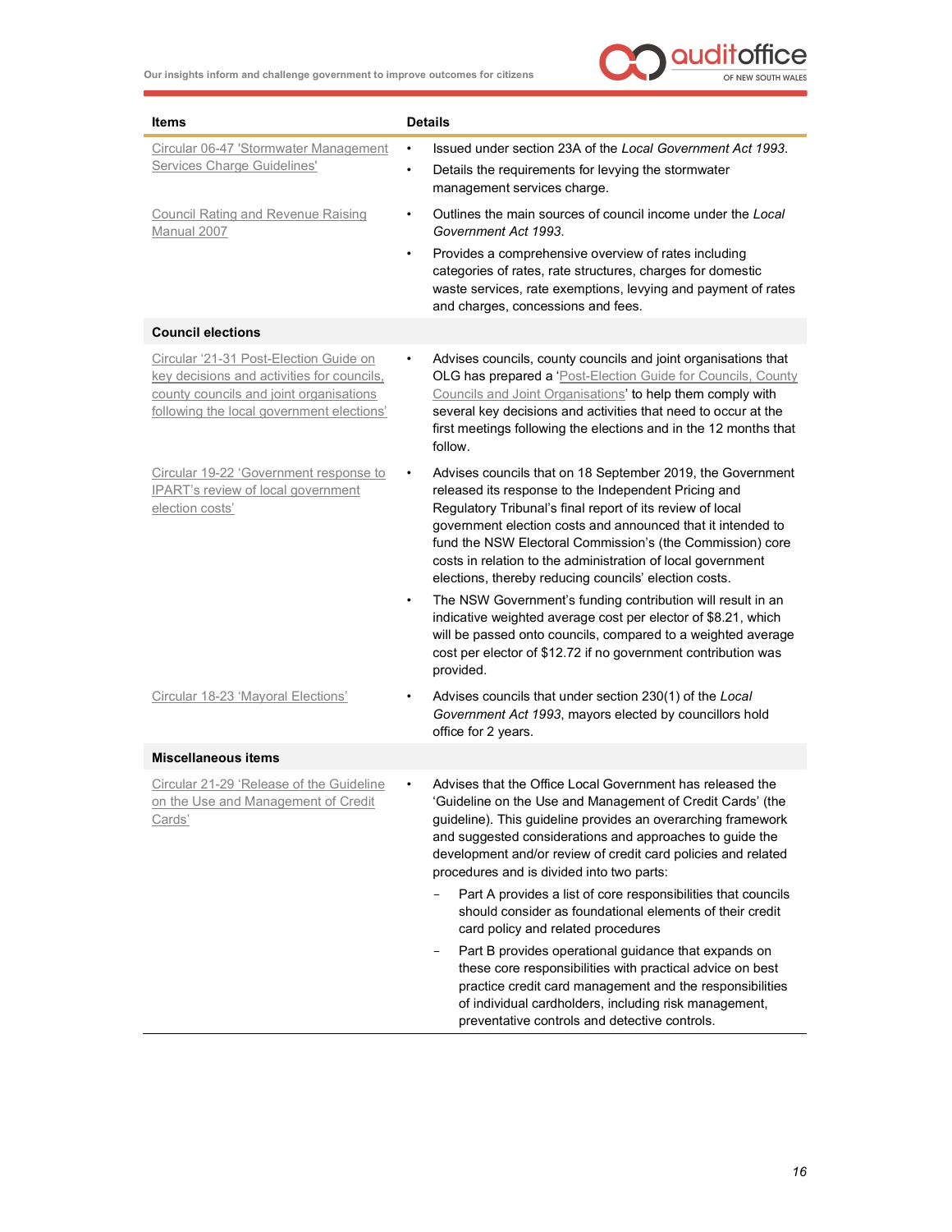| Items | Details |
| --- | --- |
| Circular 06-47 'Stormwater Management Services Charge Guidelines' | • Issued under section 23A of the *Local Government Act 1993*.<br>• Details the requirements for levying the stormwater management services charge. |
| Council Rating and Revenue Raising Manual 2007 | • Outlines the main sources of council income under the *Local Government Act 1993*.<br>• Provides a comprehensive overview of rates including categories of rates, rate structures, charges for domestic waste services, rate exemptions, levying and payment of rates and charges, concessions and fees. |
| **Council elections** | |
| Circular '21-31 Post-Election Guide on key decisions and activities for councils, county councils and joint organisations following the local government elections' | • Advises councils, county councils and joint organisations that OLG has prepared a 'Post-Election Guide for Councils, County Councils and Joint Organisations' to help them comply with several key decisions and activities that need to occur at the first meetings following the elections and in the 12 months that follow. |
| Circular 19-22 'Government response to IPART's review of local government election costs' | • Advises councils that on 18 September 2019, the Government released its response to the Independent Pricing and Regulatory Tribunal's final report of its review of local government election costs and announced that it intended to fund the NSW Electoral Commission's (the Commission) core costs in relation to the administration of local government elections, thereby reducing councils' election costs.<br>• The NSW Government's funding contribution will result in an indicative weighted average cost per elector of $8.21, which will be passed onto councils, compared to a weighted average cost per elector of $12.72 if no government contribution was provided. |
| Circular 18-23 'Mayoral Elections' | • Advises councils that under section 230(1) of the *Local Government Act 1993*, mayors elected by councillors hold office for 2 years. |
| **Miscellaneous items** | |
| Circular 21-29 'Release of the Guideline on the Use and Management of Credit Cards' | • Advises that the Office Local Government has released the 'Guideline on the Use and Management of Credit Cards' (the guideline). This guideline provides an overarching framework and suggested considerations and approaches to guide the development and/or review of credit card policies and related procedures and is divided into two parts:<br>– Part A provides a list of core responsibilities that councils should consider as foundational elements of their credit card policy and related procedures<br>– Part B provides operational guidance that expands on these core responsibilities with practical advice on best practice credit card management and the responsibilities of individual cardholders, including risk management, preventative controls and detective controls. |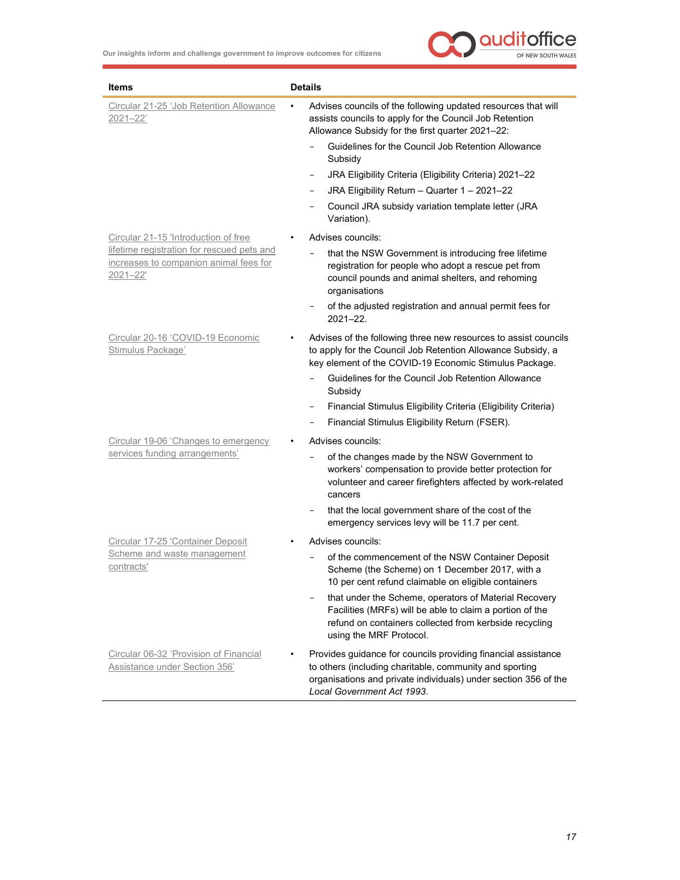| Items | Details |
| --- | --- |
| Circular 21-25 'Job Retention Allowance 2021–22' | • Advises councils of the following updated resources that will assists councils to apply for the Council Job Retention Allowance Subsidy for the first quarter 2021–22:<br>– Guidelines for the Council Job Retention Allowance Subsidy<br>– JRA Eligibility Criteria (Eligibility Criteria) 2021–22<br>– JRA Eligibility Return – Quarter 1 – 2021–22<br>– Council JRA subsidy variation template letter (JRA Variation). |
| Circular 21-15 'Introduction of free lifetime registration for rescued pets and increases to companion animal fees for 2021–22' | • Advises councils:<br>– that the NSW Government is introducing free lifetime registration for people who adopt a rescue pet from council pounds and animal shelters, and rehoming organisations<br>– of the adjusted registration and annual permit fees for 2021–22. |
| Circular 20-16 'COVID-19 Economic Stimulus Package' | • Advises of the following three new resources to assist councils to apply for the Council Job Retention Allowance Subsidy, a key element of the COVID-19 Economic Stimulus Package.<br>– Guidelines for the Council Job Retention Allowance Subsidy<br>– Financial Stimulus Eligibility Criteria (Eligibility Criteria)<br>– Financial Stimulus Eligibility Return (FSER). |
| Circular 19-06 'Changes to emergency services funding arrangements' | • Advises councils:<br>– of the changes made by the NSW Government to workers' compensation to provide better protection for volunteer and career firefighters affected by work-related cancers<br>– that the local government share of the cost of the emergency services levy will be 11.7 per cent. |
| Circular 17-25 'Container Deposit Scheme and waste management contracts' | • Advises councils:<br>– of the commencement of the NSW Container Deposit Scheme (the Scheme) on 1 December 2017, with a 10 per cent refund claimable on eligible containers<br>– that under the Scheme, operators of Material Recovery Facilities (MRFs) will be able to claim a portion of the refund on containers collected from kerbside recycling using the MRF Protocol. |
| Circular 06-32 'Provision of Financial Assistance under Section 356' | • Provides guidance for councils providing financial assistance to others (including charitable, community and sporting organisations and private individuals) under section 356 of the *Local Government Act 1993*. |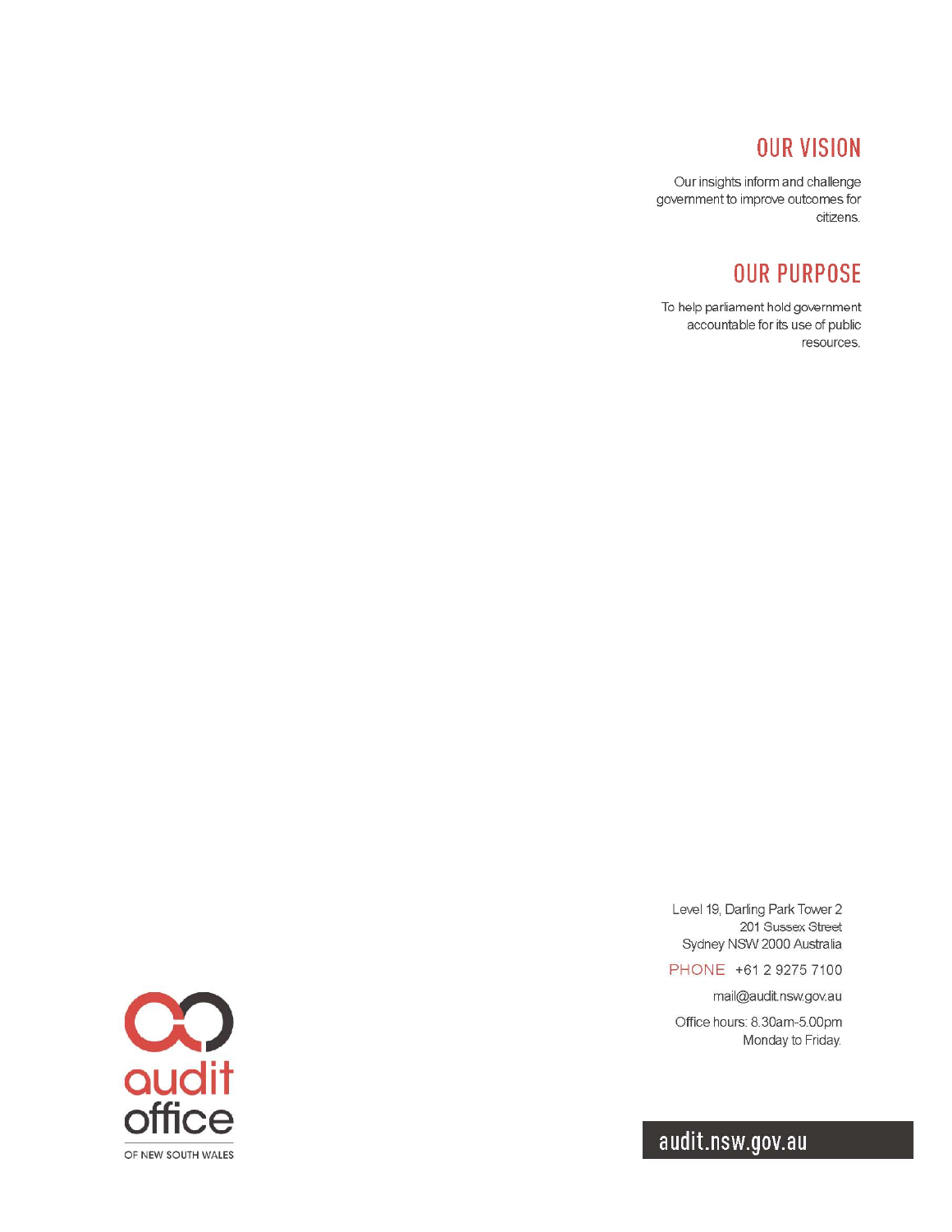## OUR VISION

Our insights inform and challenge government to improve outcomes for citizens.

## OUR PURPOSE

To help parliament hold government accountable for its use of public resources.

Level 19, Darling Park Tower 2
201 Sussex Street
Sydney NSW 2000 Australia

PHONE +61 2 9275 7100

mail@audit.nsw.gov.au

Office hours: 8.30am-5.00pm
Monday to Friday.

audit office
OF NEW SOUTH WALES

audit.nsw.gov.au